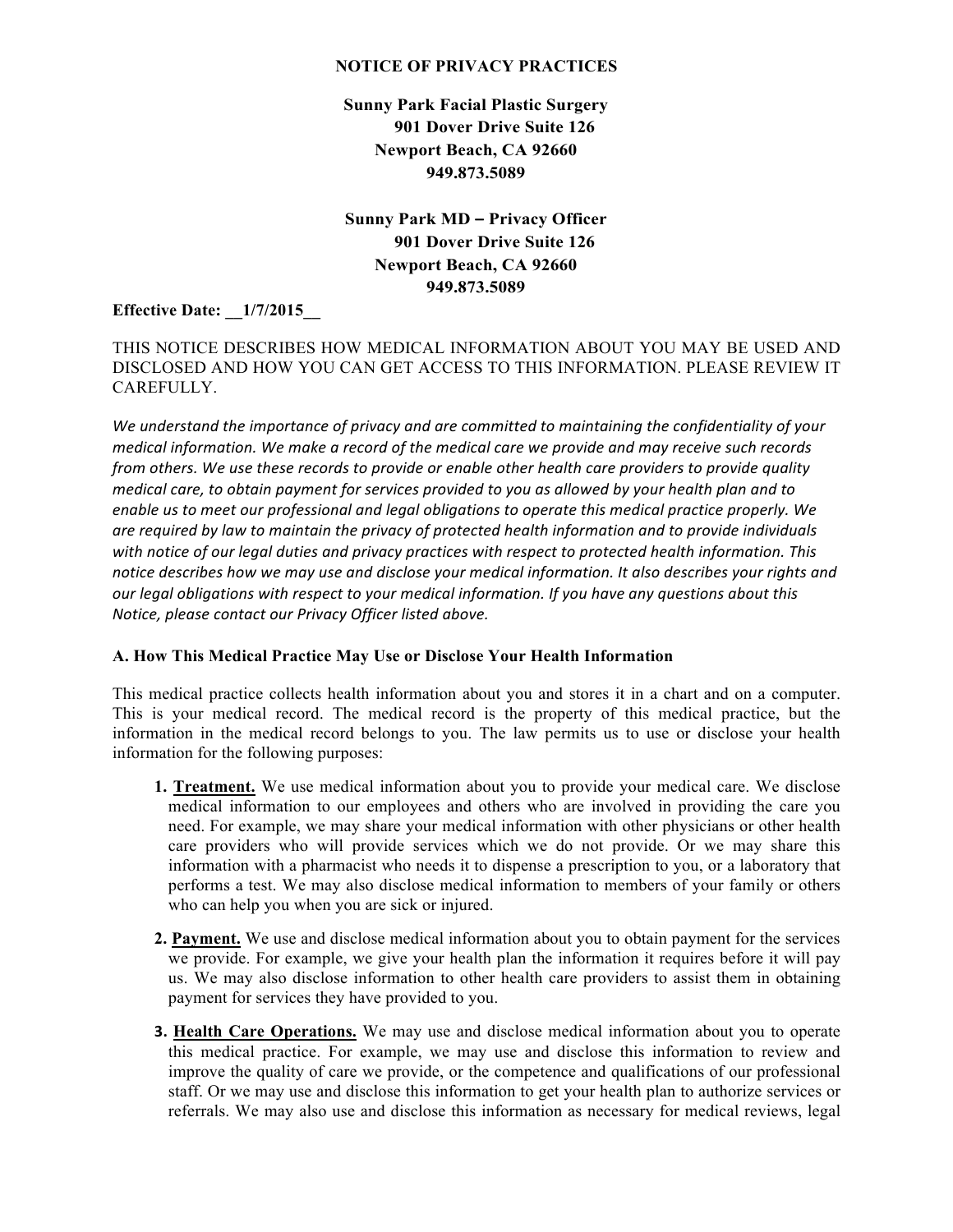# NOTICE OF PRIVACY PRACTICES

**Sunny Park Facial Plastic Surgery**
**901 Dover Drive Suite 126**
**Newport Beach, CA 92660**
**949.873.5089**

**Sunny Park MD – Privacy Officer**
**901 Dover Drive Suite 126**
**Newport Beach, CA 92660**
**949.873.5089**

**Effective Date: __1/7/2015__**

THIS NOTICE DESCRIBES HOW MEDICAL INFORMATION ABOUT YOU MAY BE USED AND DISCLOSED AND HOW YOU CAN GET ACCESS TO THIS INFORMATION. PLEASE REVIEW IT CAREFULLY.

*We understand the importance of privacy and are committed to maintaining the confidentiality of your medical information. We make a record of the medical care we provide and may receive such records from others. We use these records to provide or enable other health care providers to provide quality medical care, to obtain payment for services provided to you as allowed by your health plan and to enable us to meet our professional and legal obligations to operate this medical practice properly. We are required by law to maintain the privacy of protected health information and to provide individuals with notice of our legal duties and privacy practices with respect to protected health information. This notice describes how we may use and disclose your medical information. It also describes your rights and our legal obligations with respect to your medical information. If you have any questions about this Notice, please contact our Privacy Officer listed above.*

## A. How This Medical Practice May Use or Disclose Your Health Information

This medical practice collects health information about you and stores it in a chart and on a computer. This is your medical record. The medical record is the property of this medical practice, but the information in the medical record belongs to you. The law permits us to use or disclose your health information for the following purposes:

1. **Treatment.** We use medical information about you to provide your medical care. We disclose medical information to our employees and others who are involved in providing the care you need. For example, we may share your medical information with other physicians or other health care providers who will provide services which we do not provide. Or we may share this information with a pharmacist who needs it to dispense a prescription to you, or a laboratory that performs a test. We may also disclose medical information to members of your family or others who can help you when you are sick or injured.

2. **Payment.** We use and disclose medical information about you to obtain payment for the services we provide. For example, we give your health plan the information it requires before it will pay us. We may also disclose information to other health care providers to assist them in obtaining payment for services they have provided to you.

3. **Health Care Operations.** We may use and disclose medical information about you to operate this medical practice. For example, we may use and disclose this information to review and improve the quality of care we provide, or the competence and qualifications of our professional staff. Or we may use and disclose this information to get your health plan to authorize services or referrals. We may also use and disclose this information as necessary for medical reviews, legal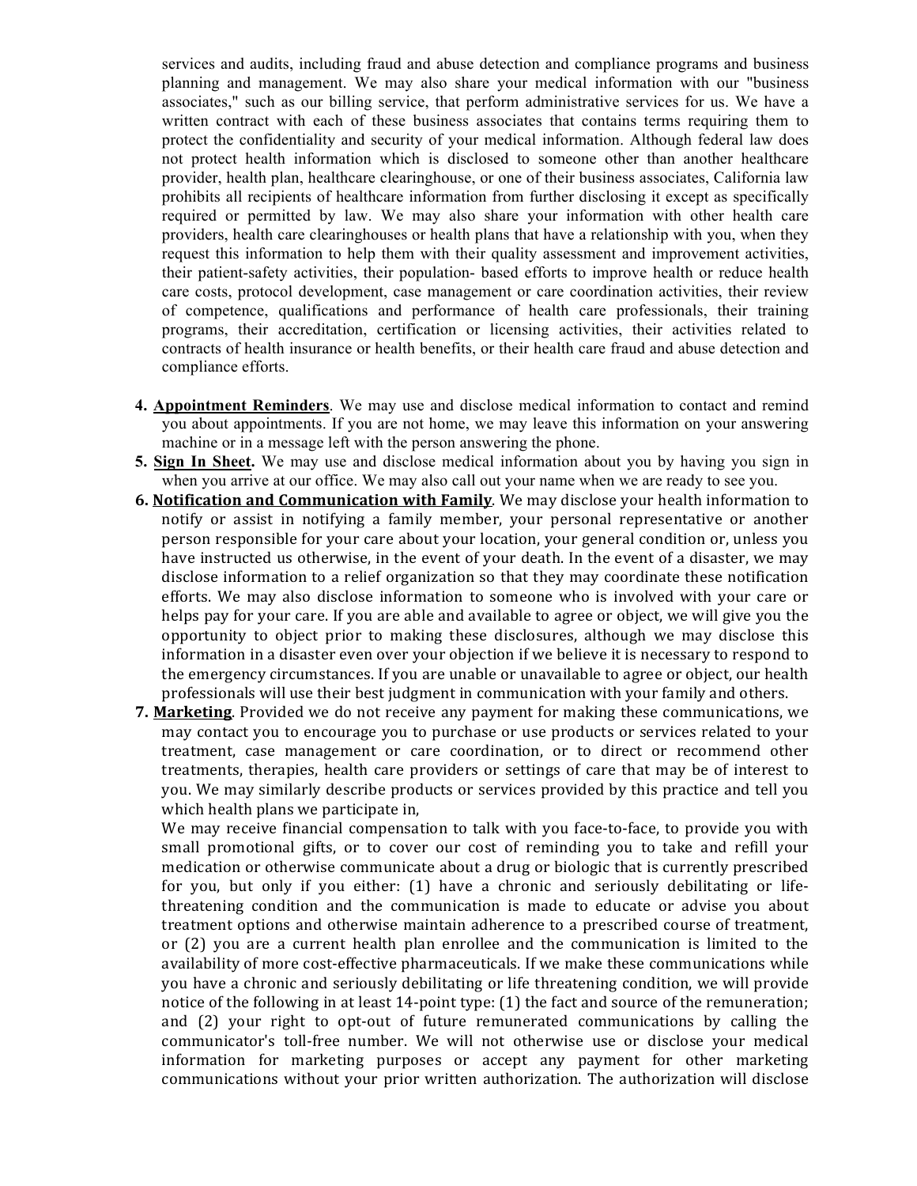services and audits, including fraud and abuse detection and compliance programs and business planning and management. We may also share your medical information with our "business associates," such as our billing service, that perform administrative services for us. We have a written contract with each of these business associates that contains terms requiring them to protect the confidentiality and security of your medical information. Although federal law does not protect health information which is disclosed to someone other than another healthcare provider, health plan, healthcare clearinghouse, or one of their business associates, California law prohibits all recipients of healthcare information from further disclosing it except as specifically required or permitted by law. We may also share your information with other health care providers, health care clearinghouses or health plans that have a relationship with you, when they request this information to help them with their quality assessment and improvement activities, their patient-safety activities, their population- based efforts to improve health or reduce health care costs, protocol development, case management or care coordination activities, their review of competence, qualifications and performance of health care professionals, their training programs, their accreditation, certification or licensing activities, their activities related to contracts of health insurance or health benefits, or their health care fraud and abuse detection and compliance efforts.

4. **Appointment Reminders**. We may use and disclose medical information to contact and remind you about appointments. If you are not home, we may leave this information on your answering machine or in a message left with the person answering the phone.
5. **Sign In Sheet.** We may use and disclose medical information about you by having you sign in when you arrive at our office. We may also call out your name when we are ready to see you.
6. **Notification and Communication with Family**. We may disclose your health information to notify or assist in notifying a family member, your personal representative or another person responsible for your care about your location, your general condition or, unless you have instructed us otherwise, in the event of your death. In the event of a disaster, we may disclose information to a relief organization so that they may coordinate these notification efforts. We may also disclose information to someone who is involved with your care or helps pay for your care. If you are able and available to agree or object, we will give you the opportunity to object prior to making these disclosures, although we may disclose this information in a disaster even over your objection if we believe it is necessary to respond to the emergency circumstances. If you are unable or unavailable to agree or object, our health professionals will use their best judgment in communication with your family and others.
7. **Marketing**. Provided we do not receive any payment for making these communications, we may contact you to encourage you to purchase or use products or services related to your treatment, case management or care coordination, or to direct or recommend other treatments, therapies, health care providers or settings of care that may be of interest to you. We may similarly describe products or services provided by this practice and tell you which health plans we participate in,

   We may receive financial compensation to talk with you face-to-face, to provide you with small promotional gifts, or to cover our cost of reminding you to take and refill your medication or otherwise communicate about a drug or biologic that is currently prescribed for you, but only if you either: (1) have a chronic and seriously debilitating or life-threatening condition and the communication is made to educate or advise you about treatment options and otherwise maintain adherence to a prescribed course of treatment, or (2) you are a current health plan enrollee and the communication is limited to the availability of more cost-effective pharmaceuticals. If we make these communications while you have a chronic and seriously debilitating or life threatening condition, we will provide notice of the following in at least 14-point type: (1) the fact and source of the remuneration; and (2) your right to opt-out of future remunerated communications by calling the communicator's toll-free number. We will not otherwise use or disclose your medical information for marketing purposes or accept any payment for other marketing communications without your prior written authorization. The authorization will disclose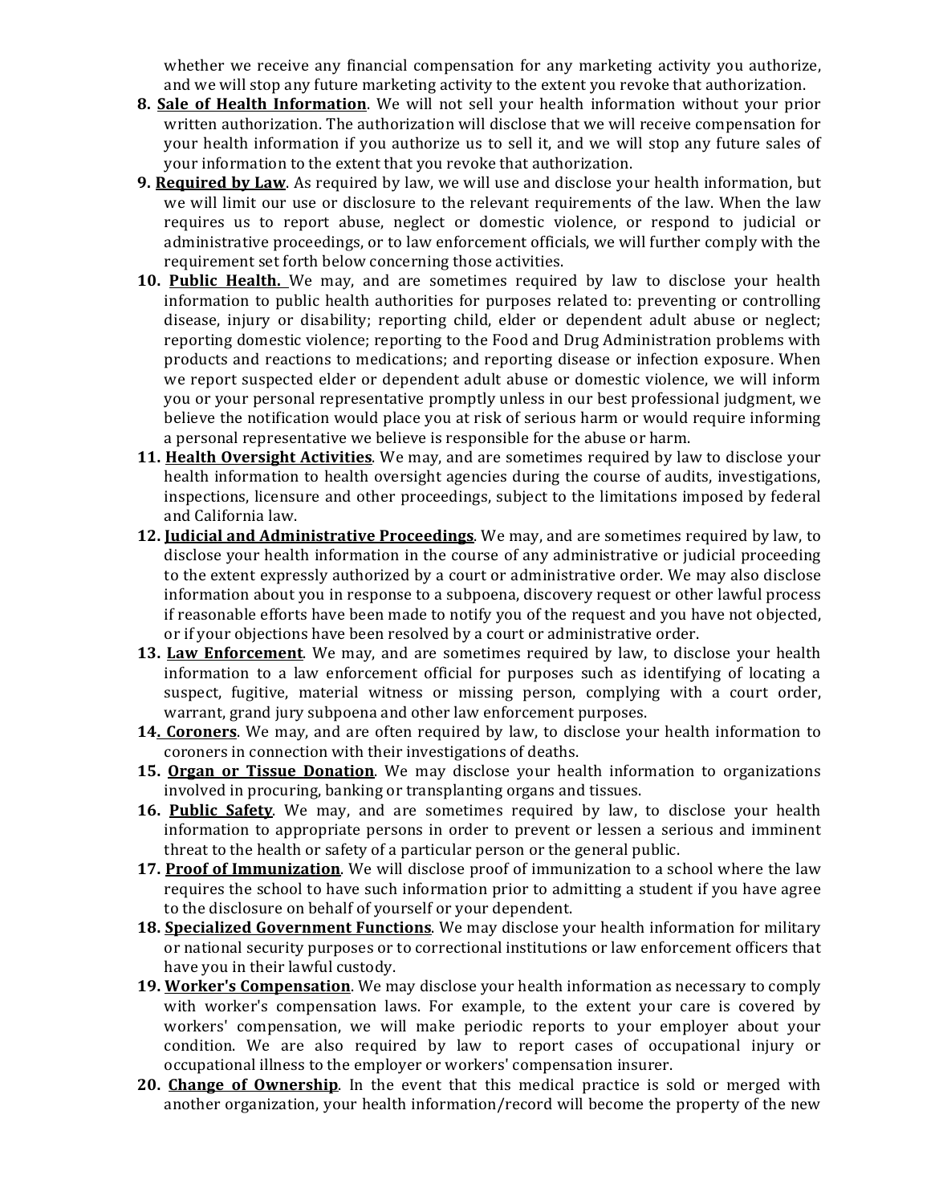whether we receive any financial compensation for any marketing activity you authorize, and we will stop any future marketing activity to the extent you revoke that authorization.

8. **Sale of Health Information**. We will not sell your health information without your prior written authorization. The authorization will disclose that we will receive compensation for your health information if you authorize us to sell it, and we will stop any future sales of your information to the extent that you revoke that authorization.
9. **Required by Law**. As required by law, we will use and disclose your health information, but we will limit our use or disclosure to the relevant requirements of the law. When the law requires us to report abuse, neglect or domestic violence, or respond to judicial or administrative proceedings, or to law enforcement officials, we will further comply with the requirement set forth below concerning those activities.
10. **Public Health.** We may, and are sometimes required by law to disclose your health information to public health authorities for purposes related to: preventing or controlling disease, injury or disability; reporting child, elder or dependent adult abuse or neglect; reporting domestic violence; reporting to the Food and Drug Administration problems with products and reactions to medications; and reporting disease or infection exposure. When we report suspected elder or dependent adult abuse or domestic violence, we will inform you or your personal representative promptly unless in our best professional judgment, we believe the notification would place you at risk of serious harm or would require informing a personal representative we believe is responsible for the abuse or harm.
11. **Health Oversight Activities**. We may, and are sometimes required by law to disclose your health information to health oversight agencies during the course of audits, investigations, inspections, licensure and other proceedings, subject to the limitations imposed by federal and California law.
12. **Judicial and Administrative Proceedings**. We may, and are sometimes required by law, to disclose your health information in the course of any administrative or judicial proceeding to the extent expressly authorized by a court or administrative order. We may also disclose information about you in response to a subpoena, discovery request or other lawful process if reasonable efforts have been made to notify you of the request and you have not objected, or if your objections have been resolved by a court or administrative order.
13. **Law Enforcement**. We may, and are sometimes required by law, to disclose your health information to a law enforcement official for purposes such as identifying of locating a suspect, fugitive, material witness or missing person, complying with a court order, warrant, grand jury subpoena and other law enforcement purposes.
14. **Coroners**. We may, and are often required by law, to disclose your health information to coroners in connection with their investigations of deaths.
15. **Organ or Tissue Donation**. We may disclose your health information to organizations involved in procuring, banking or transplanting organs and tissues.
16. **Public Safety**. We may, and are sometimes required by law, to disclose your health information to appropriate persons in order to prevent or lessen a serious and imminent threat to the health or safety of a particular person or the general public.
17. **Proof of Immunization**. We will disclose proof of immunization to a school where the law requires the school to have such information prior to admitting a student if you have agree to the disclosure on behalf of yourself or your dependent.
18. **Specialized Government Functions**. We may disclose your health information for military or national security purposes or to correctional institutions or law enforcement officers that have you in their lawful custody.
19. **Worker's Compensation**. We may disclose your health information as necessary to comply with worker's compensation laws. For example, to the extent your care is covered by workers' compensation, we will make periodic reports to your employer about your condition. We are also required by law to report cases of occupational injury or occupational illness to the employer or workers' compensation insurer.
20. **Change of Ownership**. In the event that this medical practice is sold or merged with another organization, your health information/record will become the property of the new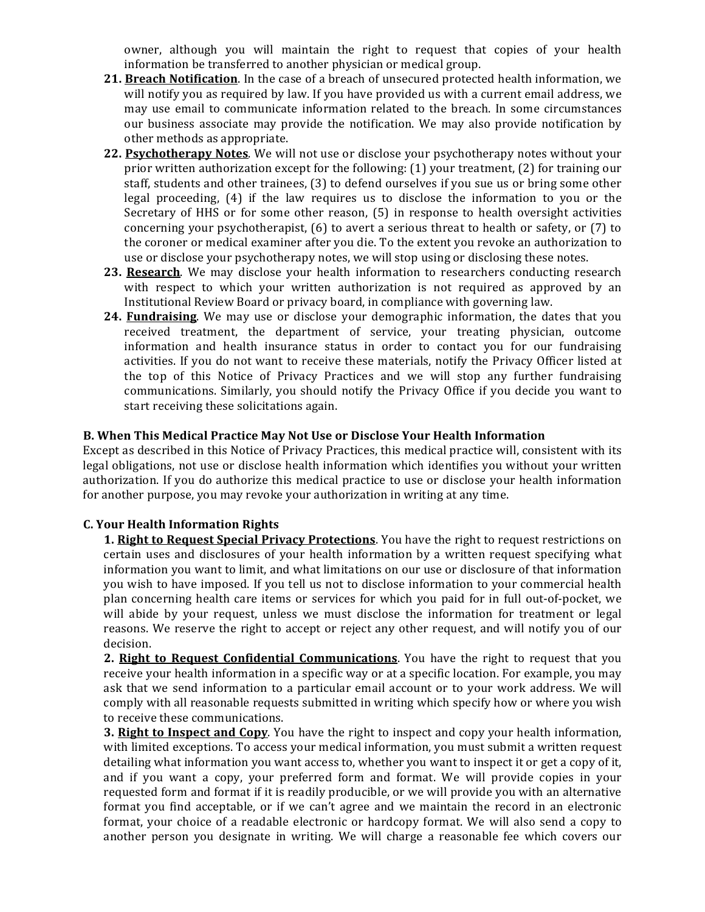owner, although you will maintain the right to request that copies of your health information be transferred to another physician or medical group.

21. **Breach Notification**. In the case of a breach of unsecured protected health information, we will notify you as required by law. If you have provided us with a current email address, we may use email to communicate information related to the breach. In some circumstances our business associate may provide the notification. We may also provide notification by other methods as appropriate.
22. **Psychotherapy Notes**. We will not use or disclose your psychotherapy notes without your prior written authorization except for the following: (1) your treatment, (2) for training our staff, students and other trainees, (3) to defend ourselves if you sue us or bring some other legal proceeding, (4) if the law requires us to disclose the information to you or the Secretary of HHS or for some other reason, (5) in response to health oversight activities concerning your psychotherapist, (6) to avert a serious threat to health or safety, or (7) to the coroner or medical examiner after you die. To the extent you revoke an authorization to use or disclose your psychotherapy notes, we will stop using or disclosing these notes.
23. **Research**. We may disclose your health information to researchers conducting research with respect to which your written authorization is not required as approved by an Institutional Review Board or privacy board, in compliance with governing law.
24. **Fundraising**. We may use or disclose your demographic information, the dates that you received treatment, the department of service, your treating physician, outcome information and health insurance status in order to contact you for our fundraising activities. If you do not want to receive these materials, notify the Privacy Officer listed at the top of this Notice of Privacy Practices and we will stop any further fundraising communications. Similarly, you should notify the Privacy Office if you decide you want to start receiving these solicitations again.

**B. When This Medical Practice May Not Use or Disclose Your Health Information**

Except as described in this Notice of Privacy Practices, this medical practice will, consistent with its legal obligations, not use or disclose health information which identifies you without your written authorization. If you do authorize this medical practice to use or disclose your health information for another purpose, you may revoke your authorization in writing at any time.

**C. Your Health Information Rights**

1. **Right to Request Special Privacy Protections**. You have the right to request restrictions on certain uses and disclosures of your health information by a written request specifying what information you want to limit, and what limitations on our use or disclosure of that information you wish to have imposed. If you tell us not to disclose information to your commercial health plan concerning health care items or services for which you paid for in full out-of-pocket, we will abide by your request, unless we must disclose the information for treatment or legal reasons. We reserve the right to accept or reject any other request, and will notify you of our decision.
2. **Right to Request Confidential Communications**. You have the right to request that you receive your health information in a specific way or at a specific location. For example, you may ask that we send information to a particular email account or to your work address. We will comply with all reasonable requests submitted in writing which specify how or where you wish to receive these communications.
3. **Right to Inspect and Copy**. You have the right to inspect and copy your health information, with limited exceptions. To access your medical information, you must submit a written request detailing what information you want access to, whether you want to inspect it or get a copy of it, and if you want a copy, your preferred form and format. We will provide copies in your requested form and format if it is readily producible, or we will provide you with an alternative format you find acceptable, or if we can't agree and we maintain the record in an electronic format, your choice of a readable electronic or hardcopy format. We will also send a copy to another person you designate in writing. We will charge a reasonable fee which covers our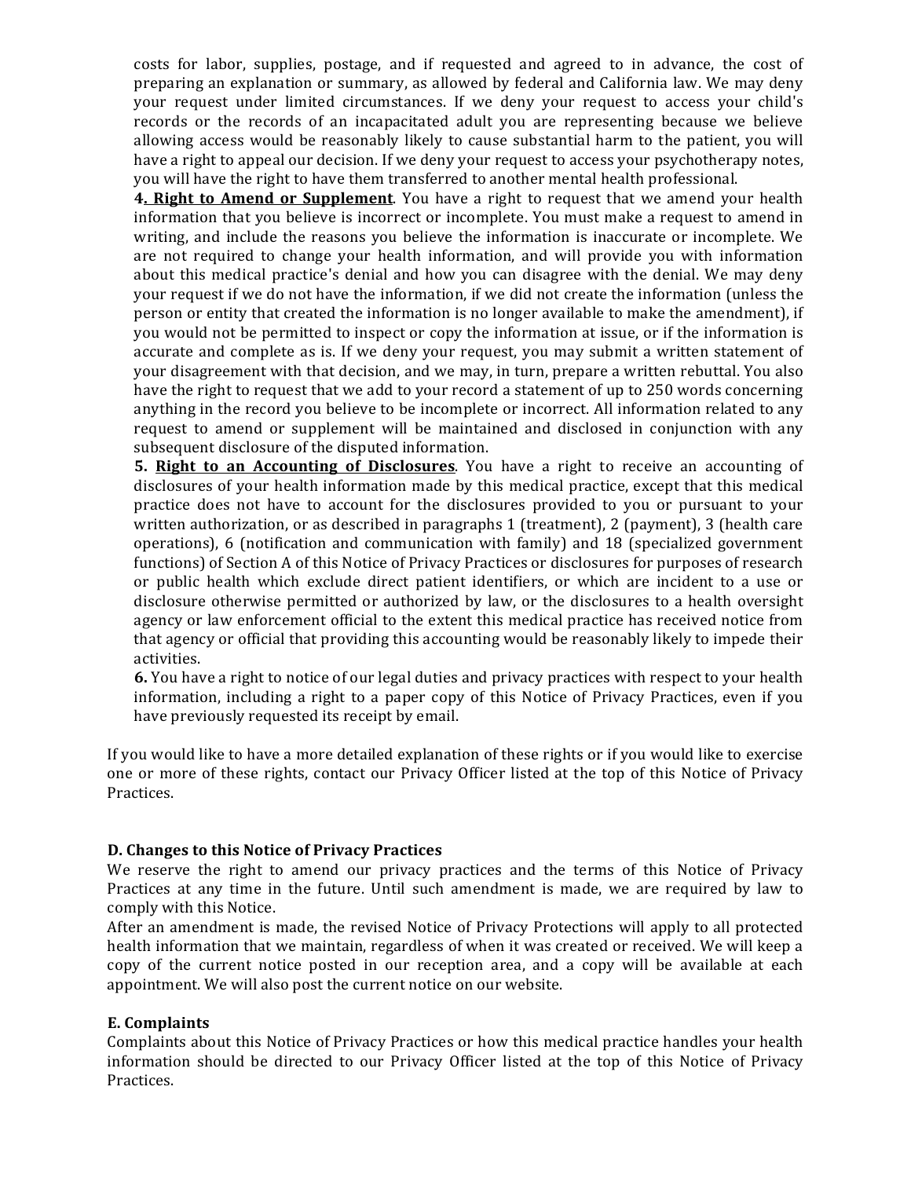costs for labor, supplies, postage, and if requested and agreed to in advance, the cost of preparing an explanation or summary, as allowed by federal and California law. We may deny your request under limited circumstances. If we deny your request to access your child's records or the records of an incapacitated adult you are representing because we believe allowing access would be reasonably likely to cause substantial harm to the patient, you will have a right to appeal our decision. If we deny your request to access your psychotherapy notes, you will have the right to have them transferred to another mental health professional.

**4. Right to Amend or Supplement**. You have a right to request that we amend your health information that you believe is incorrect or incomplete. You must make a request to amend in writing, and include the reasons you believe the information is inaccurate or incomplete. We are not required to change your health information, and will provide you with information about this medical practice's denial and how you can disagree with the denial. We may deny your request if we do not have the information, if we did not create the information (unless the person or entity that created the information is no longer available to make the amendment), if you would not be permitted to inspect or copy the information at issue, or if the information is accurate and complete as is. If we deny your request, you may submit a written statement of your disagreement with that decision, and we may, in turn, prepare a written rebuttal. You also have the right to request that we add to your record a statement of up to 250 words concerning anything in the record you believe to be incomplete or incorrect. All information related to any request to amend or supplement will be maintained and disclosed in conjunction with any subsequent disclosure of the disputed information.

**5. Right to an Accounting of Disclosures**. You have a right to receive an accounting of disclosures of your health information made by this medical practice, except that this medical practice does not have to account for the disclosures provided to you or pursuant to your written authorization, or as described in paragraphs 1 (treatment), 2 (payment), 3 (health care operations), 6 (notification and communication with family) and 18 (specialized government functions) of Section A of this Notice of Privacy Practices or disclosures for purposes of research or public health which exclude direct patient identifiers, or which are incident to a use or disclosure otherwise permitted or authorized by law, or the disclosures to a health oversight agency or law enforcement official to the extent this medical practice has received notice from that agency or official that providing this accounting would be reasonably likely to impede their activities.

**6.** You have a right to notice of our legal duties and privacy practices with respect to your health information, including a right to a paper copy of this Notice of Privacy Practices, even if you have previously requested its receipt by email.

If you would like to have a more detailed explanation of these rights or if you would like to exercise one or more of these rights, contact our Privacy Officer listed at the top of this Notice of Privacy Practices.

### D. Changes to this Notice of Privacy Practices

We reserve the right to amend our privacy practices and the terms of this Notice of Privacy Practices at any time in the future. Until such amendment is made, we are required by law to comply with this Notice.

After an amendment is made, the revised Notice of Privacy Protections will apply to all protected health information that we maintain, regardless of when it was created or received. We will keep a copy of the current notice posted in our reception area, and a copy will be available at each appointment. We will also post the current notice on our website.

### E. Complaints

Complaints about this Notice of Privacy Practices or how this medical practice handles your health information should be directed to our Privacy Officer listed at the top of this Notice of Privacy Practices.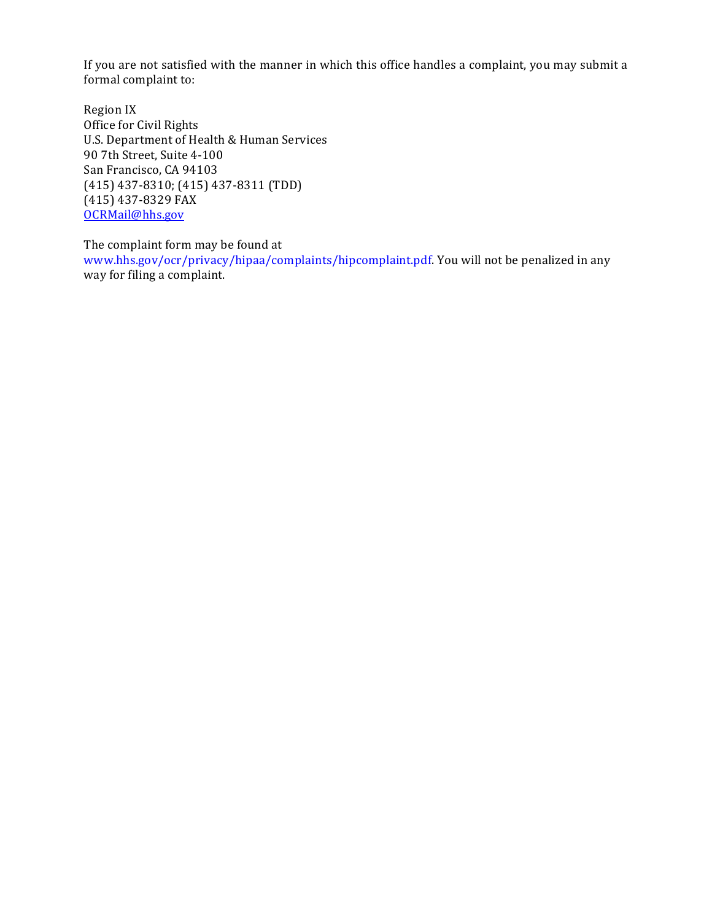If you are not satisfied with the manner in which this office handles a complaint, you may submit a formal complaint to:

Region IX
Office for Civil Rights
U.S. Department of Health & Human Services
90 7th Street, Suite 4-100
San Francisco, CA 94103
(415) 437-8310; (415) 437-8311 (TDD)
(415) 437-8329 FAX
OCRMail@hhs.gov

The complaint form may be found at www.hhs.gov/ocr/privacy/hipaa/complaints/hipcomplaint.pdf. You will not be penalized in any way for filing a complaint.